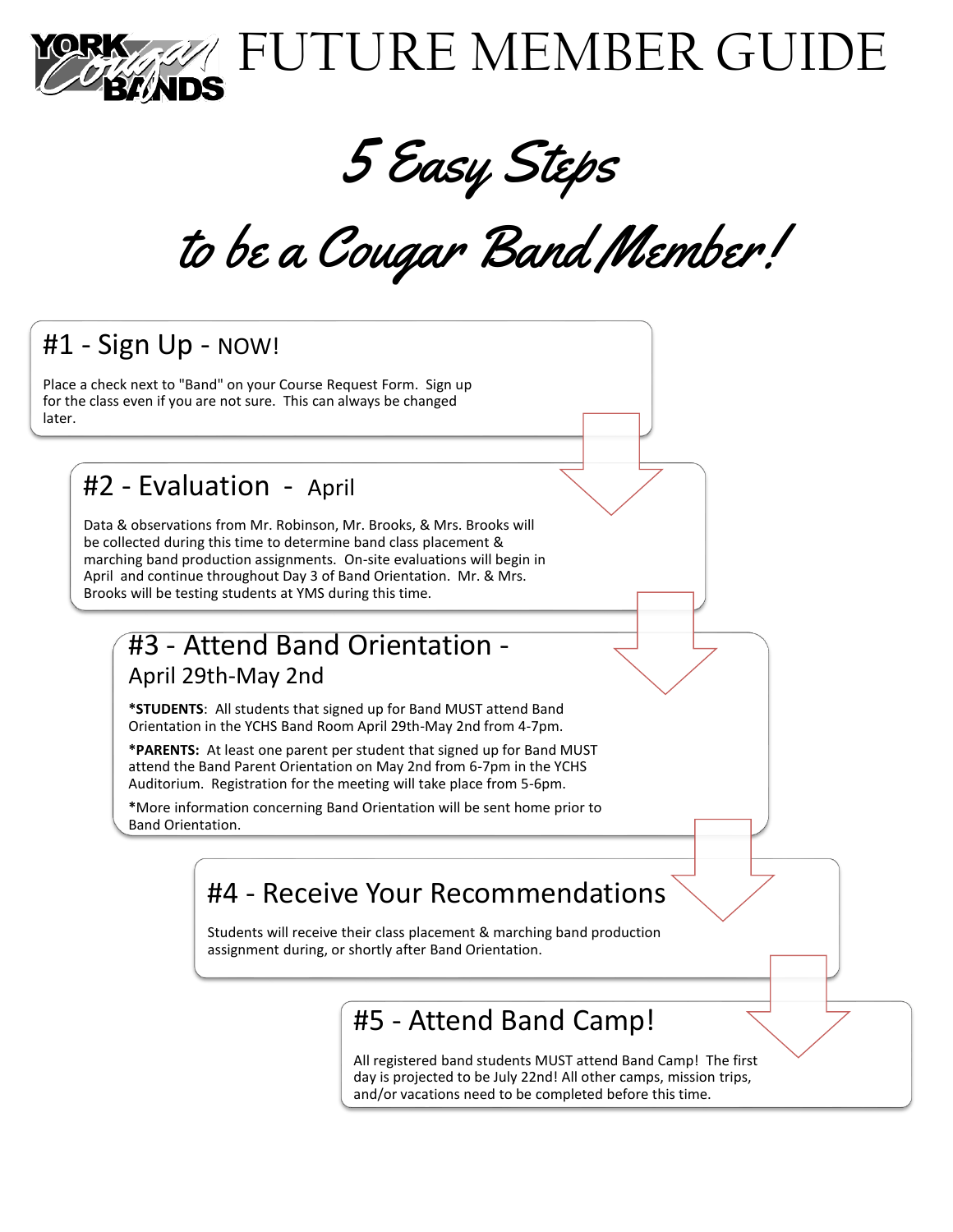# FUTURE MEMBER GUIDE

## *5 Easy Steps*

## *to be a Cougar Band Member!*

### #1 - Sign Up - NOW!

Place a check next to "Band" on your Course Request Form. Sign up for the class even if you are not sure. This can always be changed later.

### #2 - Evaluation - April

Data & observations from Mr. Robinson, Mr. Brooks, & Mrs. Brooks will be collected during this time to determine band class placement & marching band production assignments. On-site evaluations will begin in April and continue throughout Day 3 of Band Orientation. Mr. & Mrs. Brooks will be testing students at YMS during this time.

### #3 - Attend Band Orientation - April 29th-May 2nd

***STUDENTS**: All students that signed up for Band MUST attend Band Orientation in the YCHS Band Room April 29th-May 2nd from 4-7pm.

***PARENTS:** At least one parent per student that signed up for Band MUST attend the Band Parent Orientation on May 2nd from 6-7pm in the YCHS Auditorium. Registration for the meeting will take place from 5-6pm.

*More information concerning Band Orientation will be sent home prior to Band Orientation.

### #4 - Receive Your Recommendations

Students will receive their class placement & marching band production assignment during, or shortly after Band Orientation.

### #5 - Attend Band Camp!

All registered band students MUST attend Band Camp! The first day is projected to be July 22nd! All other camps, mission trips, and/or vacations need to be completed before this time.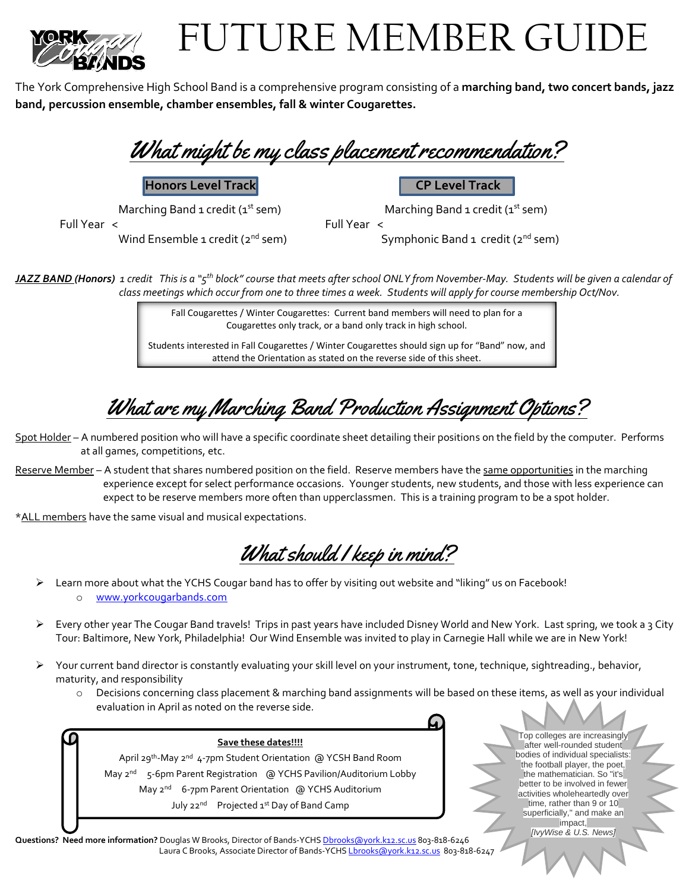# FUTURE MEMBER GUIDE

The York Comprehensive High School Band is a comprehensive program consisting of a **marching band, two concert bands, jazz band, percussion ensemble, chamber ensembles, fall & winter Cougarettes.**

## What might be my class placement recommendation?

**Honors Level Track**

Full Year <
- Marching Band 1 credit (1st sem)
- Wind Ensemble 1 credit (2nd sem)

**CP Level Track**

Full Year <
- Marching Band 1 credit (1st sem)
- Symphonic Band 1 credit (2nd sem)

***JAZZ BAND (Honors)*** *1 credit This is a "5th block" course that meets after school ONLY from November-May. Students will be given a calendar of class meetings which occur from one to three times a week. Students will apply for course membership Oct/Nov.*

> Fall Cougarettes / Winter Cougarettes: Current band members will need to plan for a Cougarettes only track, or a band only track in high school.
>
> Students interested in Fall Cougarettes / Winter Cougarettes should sign up for "Band" now, and attend the Orientation as stated on the reverse side of this sheet.

## What are my Marching Band Production Assignment Options?

Spot Holder – A numbered position who will have a specific coordinate sheet detailing their positions on the field by the computer. Performs at all games, competitions, etc.

Reserve Member – A student that shares numbered position on the field. Reserve members have the same opportunities in the marching experience except for select performance occasions. Younger students, new students, and those with less experience can expect to be reserve members more often than upperclassmen. This is a training program to be a spot holder.

*ALL members have the same visual and musical expectations.

## What should I keep in mind?

- Learn more about what the YCHS Cougar band has to offer by visiting out website and "liking" us on Facebook!
  - www.yorkcougarbands.com
- Every other year The Cougar Band travels! Trips in past years have included Disney World and New York. Last spring, we took a 3 City Tour: Baltimore, New York, Philadelphia! Our Wind Ensemble was invited to play in Carnegie Hall while we are in New York!
- Your current band director is constantly evaluating your skill level on your instrument, tone, technique, sightreading., behavior, maturity, and responsibility
  - Decisions concerning class placement & marching band assignments will be based on these items, as well as your individual evaluation in April as noted on the reverse side.

**Save these dates!!!!**

April 29th-May 2nd 4-7pm Student Orientation @ YCSH Band Room
May 2nd 5-6pm Parent Registration @ YCHS Pavilion/Auditorium Lobby
May 2nd 6-7pm Parent Orientation @ YCHS Auditorium
July 22nd Projected 1st Day of Band Camp

Top colleges are increasingly after well-rounded student bodies of individual specialists: the football player, the poet, the mathematician. So "it's better to be involved in fewer activities wholeheartedly over time, rather than 9 or 10 superficially," and make an impact. *[IvyWise & U.S. News]*

**Questions? Need more information?** Douglas W Brooks, Director of Bands-YCHS Dbrooks@york.k12.sc.us 803-818-6246
Laura C Brooks, Associate Director of Bands-YCHS Lbrooks@york.k12.sc.us 803-818-6247